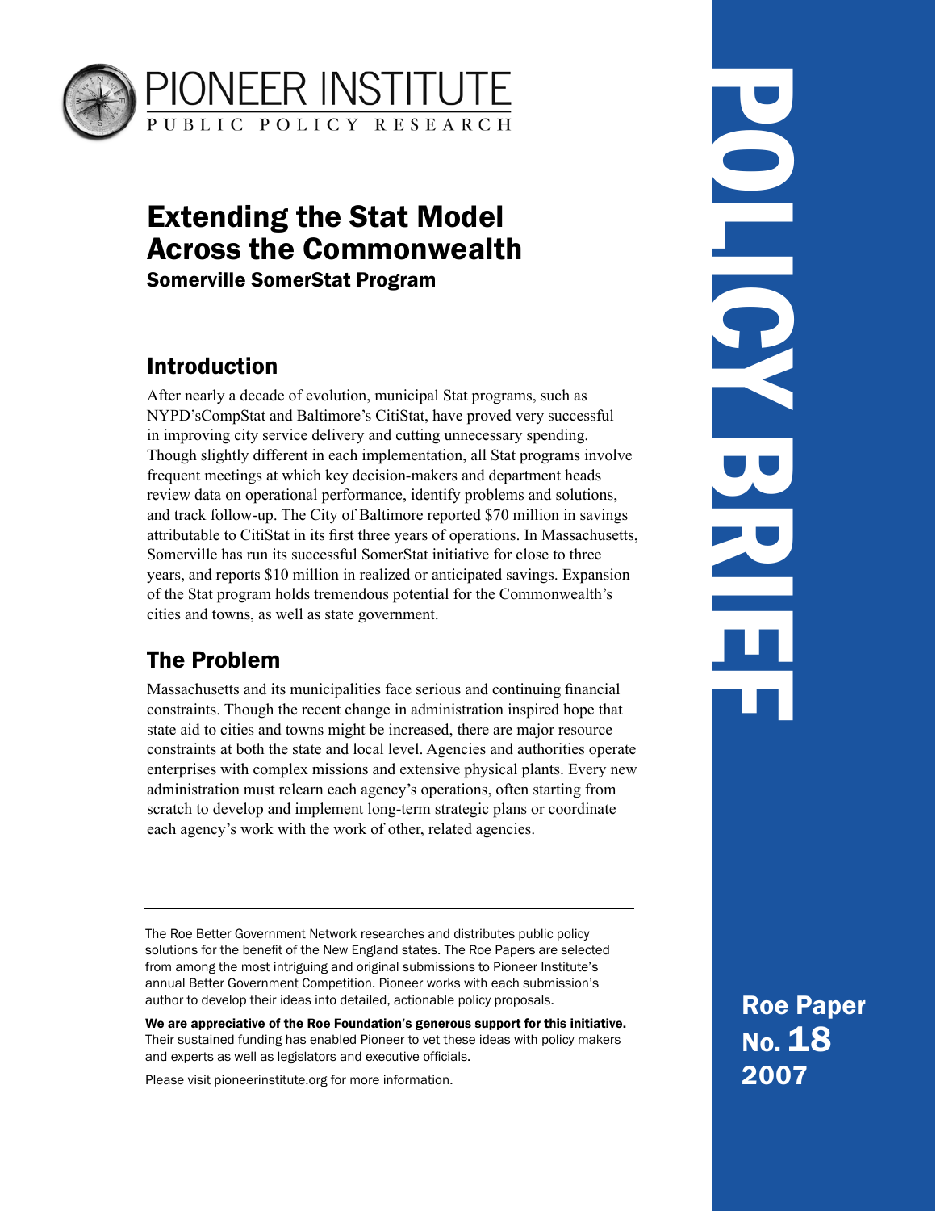PIONEER INSTITUTE

PUBLIC POLICY RESEARCH

# Extending the Stat Model Across the Commonwealth

### Somerville SomerStat Program

## Introduction

After nearly a decade of evolution, municipal Stat programs, such as NYPD'sCompStat and Baltimore's CitiStat, have proved very successful in improving city service delivery and cutting unnecessary spending. Though slightly different in each implementation, all Stat programs involve frequent meetings at which key decision-makers and department heads review data on operational performance, identify problems and solutions, and track follow-up. The City of Baltimore reported $70 million in savings attributable to CitiStat in its first three years of operations. In Massachusetts, Somerville has run its successful SomerStat initiative for close to three years, and reports $10 million in realized or anticipated savings. Expansion of the Stat program holds tremendous potential for the Commonwealth's cities and towns, as well as state government.

## The Problem

Massachusetts and its municipalities face serious and continuing financial constraints. Though the recent change in administration inspired hope that state aid to cities and towns might be increased, there are major resource constraints at both the state and local level. Agencies and authorities operate enterprises with complex missions and extensive physical plants. Every new administration must relearn each agency's operations, often starting from scratch to develop and implement long-term strategic plans or coordinate each agency's work with the work of other, related agencies.

---

The Roe Better Government Network researches and distributes public policy solutions for the benefit of the New England states. The Roe Papers are selected from among the most intriguing and original submissions to Pioneer Institute's annual Better Government Competition. Pioneer works with each submission's author to develop their ideas into detailed, actionable policy proposals.

**We are appreciative of the Roe Foundation's generous support for this initiative.** Their sustained funding has enabled Pioneer to vet these ideas with policy makers and experts as well as legislators and executive officials.

Please visit pioneerinstitute.org for more information.

POLICY BRIEF

**Roe Paper No. 18 2007**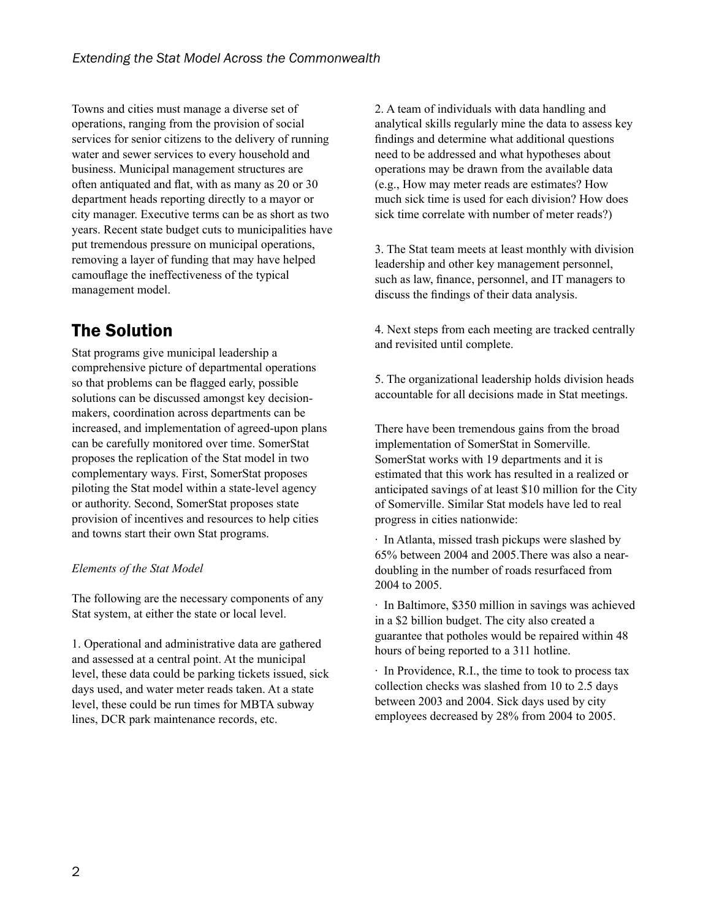Towns and cities must manage a diverse set of operations, ranging from the provision of social services for senior citizens to the delivery of running water and sewer services to every household and business. Municipal management structures are often antiquated and flat, with as many as 20 or 30 department heads reporting directly to a mayor or city manager. Executive terms can be as short as two years. Recent state budget cuts to municipalities have put tremendous pressure on municipal operations, removing a layer of funding that may have helped camouflage the ineffectiveness of the typical management model.

## The Solution

Stat programs give municipal leadership a comprehensive picture of departmental operations so that problems can be flagged early, possible solutions can be discussed amongst key decision-makers, coordination across departments can be increased, and implementation of agreed-upon plans can be carefully monitored over time. SomerStat proposes the replication of the Stat model in two complementary ways. First, SomerStat proposes piloting the Stat model within a state-level agency or authority. Second, SomerStat proposes state provision of incentives and resources to help cities and towns start their own Stat programs.

*Elements of the Stat Model*

The following are the necessary components of any Stat system, at either the state or local level.

1. Operational and administrative data are gathered and assessed at a central point. At the municipal level, these data could be parking tickets issued, sick days used, and water meter reads taken. At a state level, these could be run times for MBTA subway lines, DCR park maintenance records, etc.

2. A team of individuals with data handling and analytical skills regularly mine the data to assess key findings and determine what additional questions need to be addressed and what hypotheses about operations may be drawn from the available data (e.g., How may meter reads are estimates? How much sick time is used for each division? How does sick time correlate with number of meter reads?)

3. The Stat team meets at least monthly with division leadership and other key management personnel, such as law, finance, personnel, and IT managers to discuss the findings of their data analysis.

4. Next steps from each meeting are tracked centrally and revisited until complete.

5. The organizational leadership holds division heads accountable for all decisions made in Stat meetings.

There have been tremendous gains from the broad implementation of SomerStat in Somerville. SomerStat works with 19 departments and it is estimated that this work has resulted in a realized or anticipated savings of at least $10 million for the City of Somerville. Similar Stat models have led to real progress in cities nationwide:

· In Atlanta, missed trash pickups were slashed by 65% between 2004 and 2005.There was also a near-doubling in the number of roads resurfaced from 2004 to 2005.

· In Baltimore, $350 million in savings was achieved in a $2 billion budget. The city also created a guarantee that potholes would be repaired within 48 hours of being reported to a 311 hotline.

· In Providence, R.I., the time to took to process tax collection checks was slashed from 10 to 2.5 days between 2003 and 2004. Sick days used by city employees decreased by 28% from 2004 to 2005.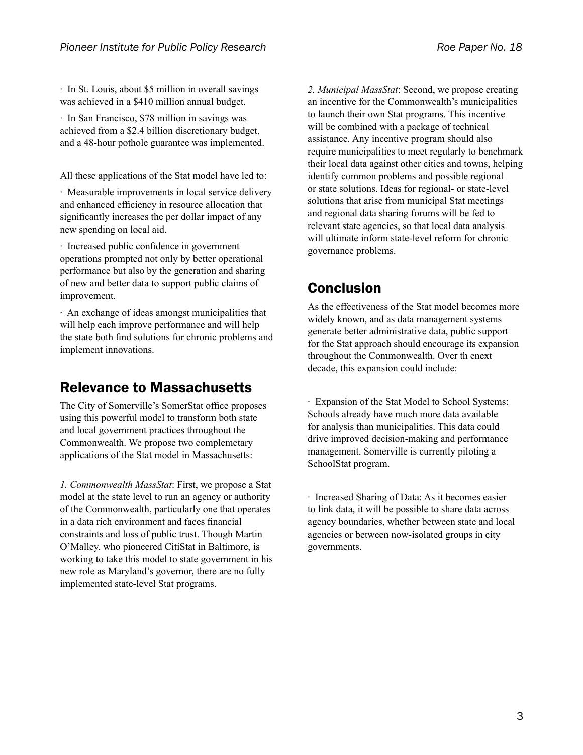· In St. Louis, about $5 million in overall savings was achieved in a $410 million annual budget.

· In San Francisco, $78 million in savings was achieved from a $2.4 billion discretionary budget, and a 48-hour pothole guarantee was implemented.

All these applications of the Stat model have led to:

· Measurable improvements in local service delivery and enhanced efficiency in resource allocation that significantly increases the per dollar impact of any new spending on local aid.

· Increased public confidence in government operations prompted not only by better operational performance but also by the generation and sharing of new and better data to support public claims of improvement.

· An exchange of ideas amongst municipalities that will help each improve performance and will help the state both find solutions for chronic problems and implement innovations.

## Relevance to Massachusetts

The City of Somerville's SomerStat office proposes using this powerful model to transform both state and local government practices throughout the Commonwealth. We propose two complemetary applications of the Stat model in Massachusetts:

*1. Commonwealth MassStat*: First, we propose a Stat model at the state level to run an agency or authority of the Commonwealth, particularly one that operates in a data rich environment and faces financial constraints and loss of public trust. Though Martin O'Malley, who pioneered CitiStat in Baltimore, is working to take this model to state government in his new role as Maryland's governor, there are no fully implemented state-level Stat programs.

*2. Municipal MassStat*: Second, we propose creating an incentive for the Commonwealth's municipalities to launch their own Stat programs. This incentive will be combined with a package of technical assistance. Any incentive program should also require municipalities to meet regularly to benchmark their local data against other cities and towns, helping identify common problems and possible regional or state solutions. Ideas for regional- or state-level solutions that arise from municipal Stat meetings and regional data sharing forums will be fed to relevant state agencies, so that local data analysis will ultimate inform state-level reform for chronic governance problems.

## Conclusion

As the effectiveness of the Stat model becomes more widely known, and as data management systems generate better administrative data, public support for the Stat approach should encourage its expansion throughout the Commonwealth. Over th enext decade, this expansion could include:

· Expansion of the Stat Model to School Systems: Schools already have much more data available for analysis than municipalities. This data could drive improved decision-making and performance management. Somerville is currently piloting a SchoolStat program.

· Increased Sharing of Data: As it becomes easier to link data, it will be possible to share data across agency boundaries, whether between state and local agencies or between now-isolated groups in city governments.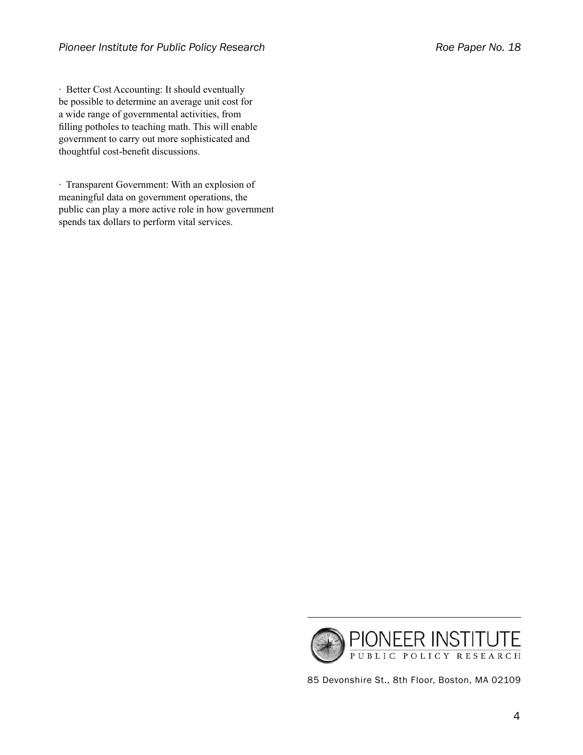- Better Cost Accounting: It should eventually be possible to determine an average unit cost for a wide range of governmental activities, from filling potholes to teaching math. This will enable government to carry out more sophisticated and thoughtful cost-benefit discussions.

- Transparent Government: With an explosion of meaningful data on government operations, the public can play a more active role in how government spends tax dollars to perform vital services.

PIONEER INSTITUTE
PUBLIC POLICY RESEARCH

85 Devonshire St., 8th Floor, Boston, MA 02109